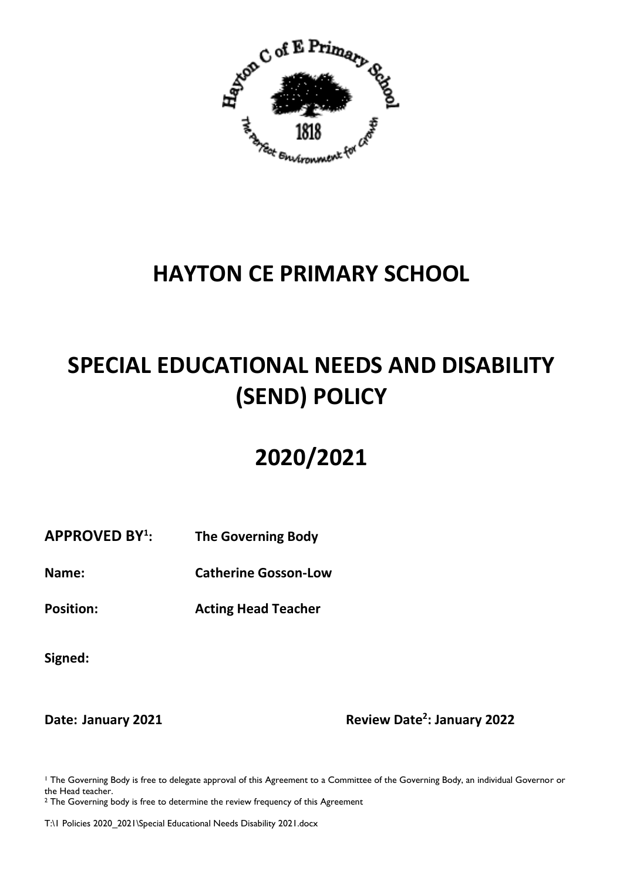# HAYTON CE PRIMARY SCHOOL

# SPECIAL EDUCATIONAL NEEDS AND DISABILITY (SEND) POLICY

# 2020/2021

**APPROVED BY[1]:** **The Governing Body**

**Name:** **Catherine Gosson-Low**

**Position:** **Acting Head Teacher**

**Signed:**

**Date: January 2021** **Review Date[2]: January 2022**

[1] The Governing Body is free to delegate approval of this Agreement to a Committee of the Governing Body, an individual Governor or the Head teacher.

[2] The Governing body is free to determine the review frequency of this Agreement

T:\1 Policies 2020_2021\Special Educational Needs Disability 2021.docx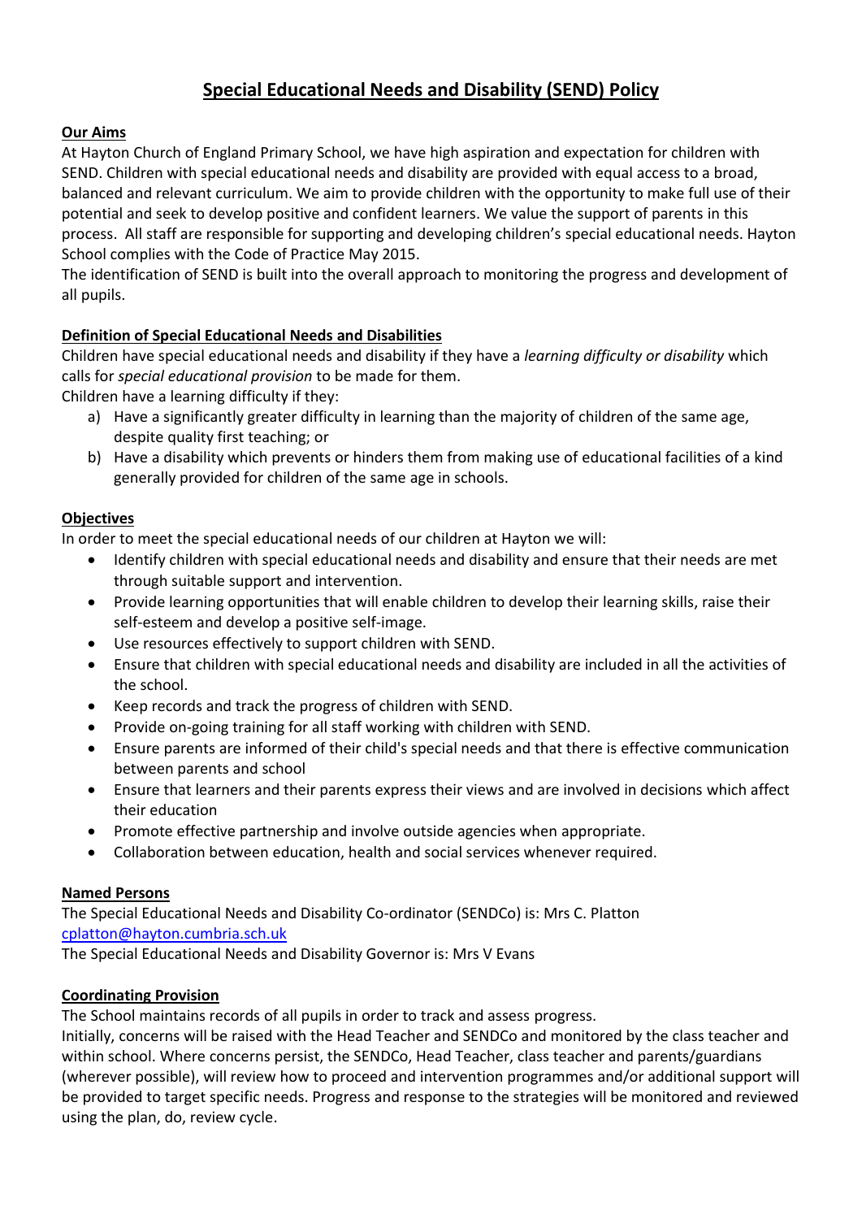# Special Educational Needs and Disability (SEND) Policy

**Our Aims**

At Hayton Church of England Primary School, we have high aspiration and expectation for children with SEND. Children with special educational needs and disability are provided with equal access to a broad, balanced and relevant curriculum. We aim to provide children with the opportunity to make full use of their potential and seek to develop positive and confident learners. We value the support of parents in this process. All staff are responsible for supporting and developing children's special educational needs. Hayton School complies with the Code of Practice May 2015.

The identification of SEND is built into the overall approach to monitoring the progress and development of all pupils.

**Definition of Special Educational Needs and Disabilities**

Children have special educational needs and disability if they have a *learning difficulty or disability* which calls for *special educational provision* to be made for them.

Children have a learning difficulty if they:

a) Have a significantly greater difficulty in learning than the majority of children of the same age, despite quality first teaching; or
b) Have a disability which prevents or hinders them from making use of educational facilities of a kind generally provided for children of the same age in schools.

**Objectives**

In order to meet the special educational needs of our children at Hayton we will:

- Identify children with special educational needs and disability and ensure that their needs are met through suitable support and intervention.
- Provide learning opportunities that will enable children to develop their learning skills, raise their self-esteem and develop a positive self-image.
- Use resources effectively to support children with SEND.
- Ensure that children with special educational needs and disability are included in all the activities of the school.
- Keep records and track the progress of children with SEND.
- Provide on-going training for all staff working with children with SEND.
- Ensure parents are informed of their child's special needs and that there is effective communication between parents and school
- Ensure that learners and their parents express their views and are involved in decisions which affect their education
- Promote effective partnership and involve outside agencies when appropriate.
- Collaboration between education, health and social services whenever required.

**Named Persons**

The Special Educational Needs and Disability Co-ordinator (SENDCo) is: Mrs C. Platton
cplatton@hayton.cumbria.sch.uk

The Special Educational Needs and Disability Governor is: Mrs V Evans

**Coordinating Provision**

The School maintains records of all pupils in order to track and assess progress.

Initially, concerns will be raised with the Head Teacher and SENDCo and monitored by the class teacher and within school. Where concerns persist, the SENDCo, Head Teacher, class teacher and parents/guardians (wherever possible), will review how to proceed and intervention programmes and/or additional support will be provided to target specific needs. Progress and response to the strategies will be monitored and reviewed using the plan, do, review cycle.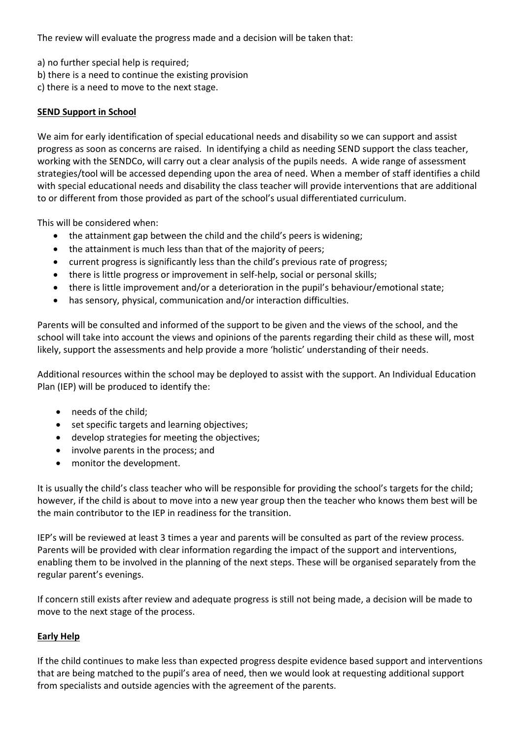The review will evaluate the progress made and a decision will be taken that:

a) no further special help is required;
b) there is a need to continue the existing provision
c) there is a need to move to the next stage.

**SEND Support in School**

We aim for early identification of special educational needs and disability so we can support and assist progress as soon as concerns are raised. In identifying a child as needing SEND support the class teacher, working with the SENDCo, will carry out a clear analysis of the pupils needs. A wide range of assessment strategies/tool will be accessed depending upon the area of need. When a member of staff identifies a child with special educational needs and disability the class teacher will provide interventions that are additional to or different from those provided as part of the school's usual differentiated curriculum.

This will be considered when:

- the attainment gap between the child and the child's peers is widening;
- the attainment is much less than that of the majority of peers;
- current progress is significantly less than the child's previous rate of progress;
- there is little progress or improvement in self-help, social or personal skills;
- there is little improvement and/or a deterioration in the pupil's behaviour/emotional state;
- has sensory, physical, communication and/or interaction difficulties.

Parents will be consulted and informed of the support to be given and the views of the school, and the school will take into account the views and opinions of the parents regarding their child as these will, most likely, support the assessments and help provide a more 'holistic' understanding of their needs.

Additional resources within the school may be deployed to assist with the support. An Individual Education Plan (IEP) will be produced to identify the:

- needs of the child;
- set specific targets and learning objectives;
- develop strategies for meeting the objectives;
- involve parents in the process; and
- monitor the development.

It is usually the child's class teacher who will be responsible for providing the school's targets for the child; however, if the child is about to move into a new year group then the teacher who knows them best will be the main contributor to the IEP in readiness for the transition.

IEP's will be reviewed at least 3 times a year and parents will be consulted as part of the review process. Parents will be provided with clear information regarding the impact of the support and interventions, enabling them to be involved in the planning of the next steps. These will be organised separately from the regular parent's evenings.

If concern still exists after review and adequate progress is still not being made, a decision will be made to move to the next stage of the process.

**Early Help**

If the child continues to make less than expected progress despite evidence based support and interventions that are being matched to the pupil's area of need, then we would look at requesting additional support from specialists and outside agencies with the agreement of the parents.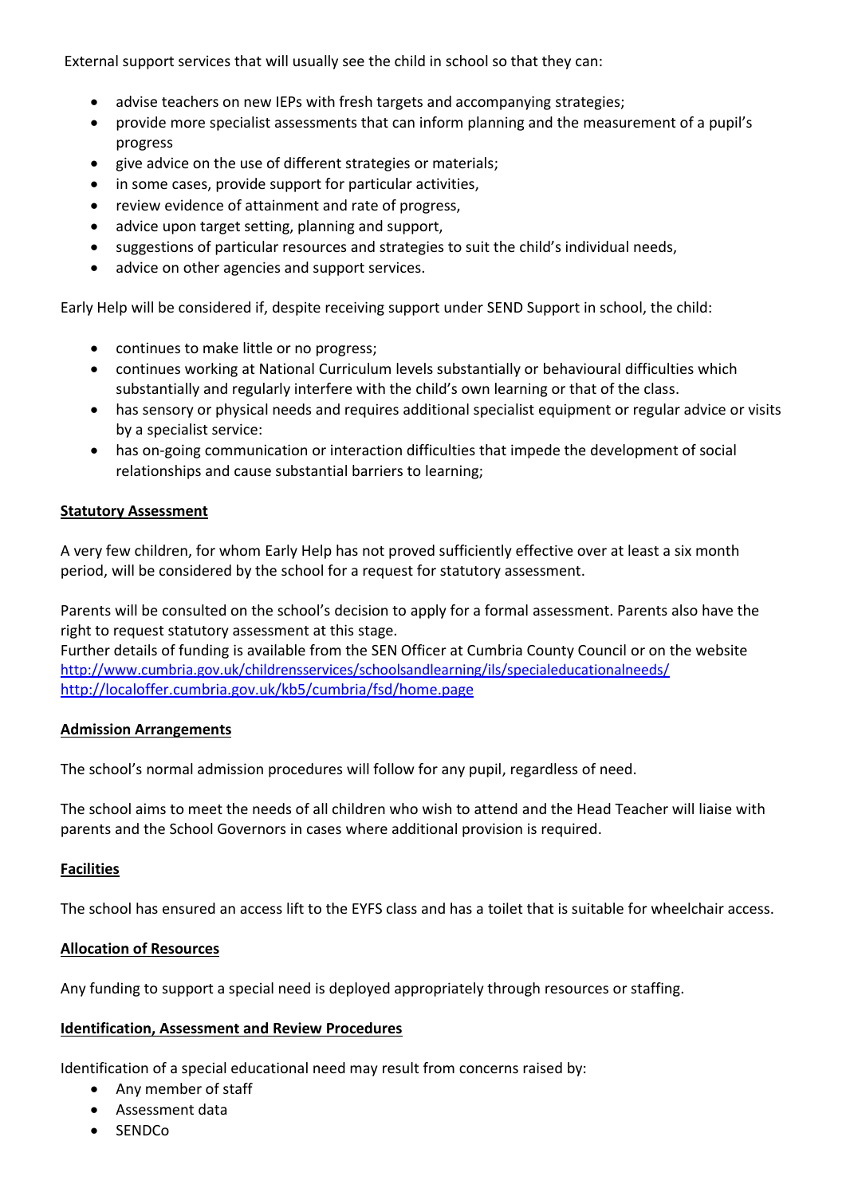External support services that will usually see the child in school so that they can:

- advise teachers on new IEPs with fresh targets and accompanying strategies;
- provide more specialist assessments that can inform planning and the measurement of a pupil's progress
- give advice on the use of different strategies or materials;
- in some cases, provide support for particular activities,
- review evidence of attainment and rate of progress,
- advice upon target setting, planning and support,
- suggestions of particular resources and strategies to suit the child's individual needs,
- advice on other agencies and support services.

Early Help will be considered if, despite receiving support under SEND Support in school, the child:

- continues to make little or no progress;
- continues working at National Curriculum levels substantially or behavioural difficulties which substantially and regularly interfere with the child's own learning or that of the class.
- has sensory or physical needs and requires additional specialist equipment or regular advice or visits by a specialist service:
- has on-going communication or interaction difficulties that impede the development of social relationships and cause substantial barriers to learning;

## Statutory Assessment

A very few children, for whom Early Help has not proved sufficiently effective over at least a six month period, will be considered by the school for a request for statutory assessment.

Parents will be consulted on the school's decision to apply for a formal assessment. Parents also have the right to request statutory assessment at this stage.
Further details of funding is available from the SEN Officer at Cumbria County Council or on the website
http://www.cumbria.gov.uk/childrensservices/schoolsandlearning/ils/specialeducationalneeds/
http://localoffer.cumbria.gov.uk/kb5/cumbria/fsd/home.page

## Admission Arrangements

The school's normal admission procedures will follow for any pupil, regardless of need.

The school aims to meet the needs of all children who wish to attend and the Head Teacher will liaise with parents and the School Governors in cases where additional provision is required.

## Facilities

The school has ensured an access lift to the EYFS class and has a toilet that is suitable for wheelchair access.

## Allocation of Resources

Any funding to support a special need is deployed appropriately through resources or staffing.

## Identification, Assessment and Review Procedures

Identification of a special educational need may result from concerns raised by:

- Any member of staff
- Assessment data
- SENDCo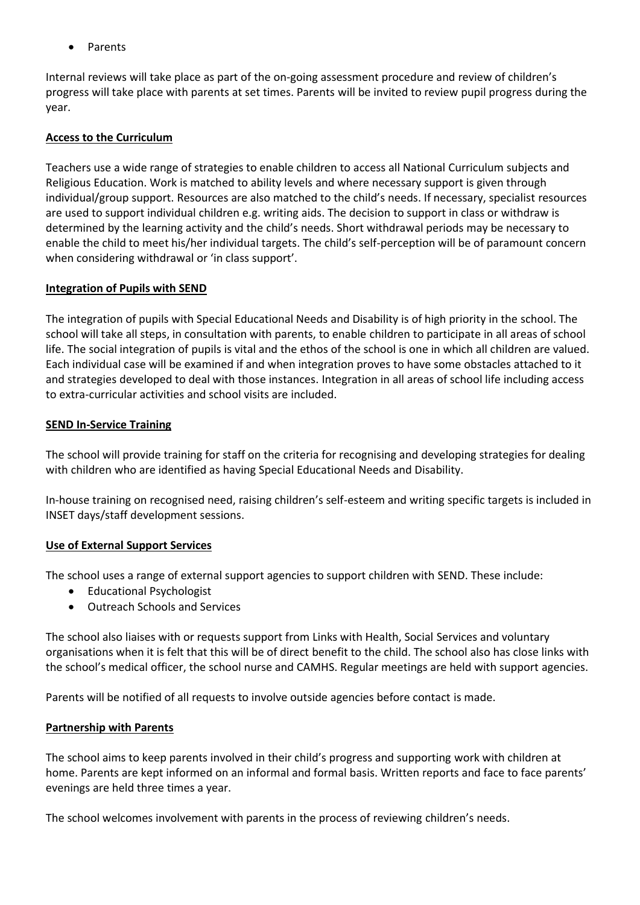- Parents

Internal reviews will take place as part of the on-going assessment procedure and review of children's progress will take place with parents at set times. Parents will be invited to review pupil progress during the year.

## Access to the Curriculum

Teachers use a wide range of strategies to enable children to access all National Curriculum subjects and Religious Education. Work is matched to ability levels and where necessary support is given through individual/group support. Resources are also matched to the child's needs. If necessary, specialist resources are used to support individual children e.g. writing aids. The decision to support in class or withdraw is determined by the learning activity and the child's needs. Short withdrawal periods may be necessary to enable the child to meet his/her individual targets. The child's self-perception will be of paramount concern when considering withdrawal or 'in class support'.

## Integration of Pupils with SEND

The integration of pupils with Special Educational Needs and Disability is of high priority in the school. The school will take all steps, in consultation with parents, to enable children to participate in all areas of school life. The social integration of pupils is vital and the ethos of the school is one in which all children are valued. Each individual case will be examined if and when integration proves to have some obstacles attached to it and strategies developed to deal with those instances. Integration in all areas of school life including access to extra-curricular activities and school visits are included.

## SEND In-Service Training

The school will provide training for staff on the criteria for recognising and developing strategies for dealing with children who are identified as having Special Educational Needs and Disability.

In-house training on recognised need, raising children's self-esteem and writing specific targets is included in INSET days/staff development sessions.

## Use of External Support Services

The school uses a range of external support agencies to support children with SEND. These include:

- Educational Psychologist
- Outreach Schools and Services

The school also liaises with or requests support from Links with Health, Social Services and voluntary organisations when it is felt that this will be of direct benefit to the child. The school also has close links with the school's medical officer, the school nurse and CAMHS. Regular meetings are held with support agencies.

Parents will be notified of all requests to involve outside agencies before contact is made.

## Partnership with Parents

The school aims to keep parents involved in their child's progress and supporting work with children at home. Parents are kept informed on an informal and formal basis. Written reports and face to face parents' evenings are held three times a year.

The school welcomes involvement with parents in the process of reviewing children's needs.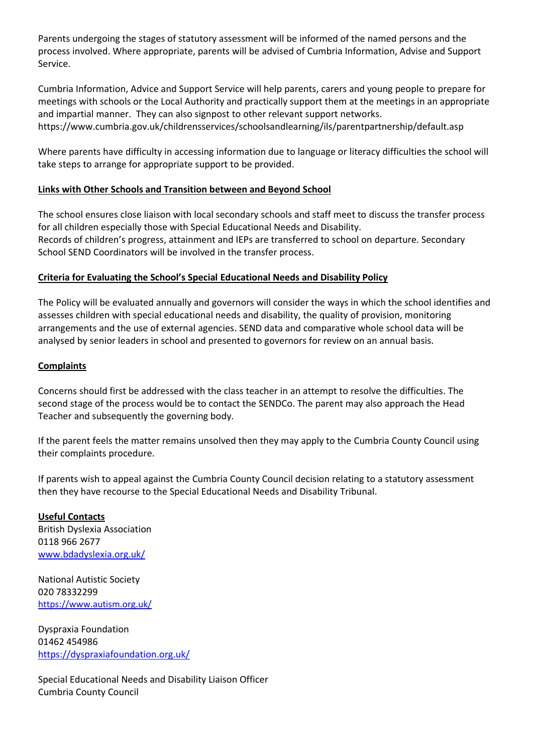Parents undergoing the stages of statutory assessment will be informed of the named persons and the process involved. Where appropriate, parents will be advised of Cumbria Information, Advise and Support Service.

Cumbria Information, Advice and Support Service will help parents, carers and young people to prepare for meetings with schools or the Local Authority and practically support them at the meetings in an appropriate and impartial manner. They can also signpost to other relevant support networks.
https://www.cumbria.gov.uk/childrensservices/schoolsandlearning/ils/parentpartnership/default.asp

Where parents have difficulty in accessing information due to language or literacy difficulties the school will take steps to arrange for appropriate support to be provided.

**Links with Other Schools and Transition between and Beyond School**

The school ensures close liaison with local secondary schools and staff meet to discuss the transfer process for all children especially those with Special Educational Needs and Disability.
Records of children's progress, attainment and IEPs are transferred to school on departure. Secondary School SEND Coordinators will be involved in the transfer process.

**Criteria for Evaluating the School's Special Educational Needs and Disability Policy**

The Policy will be evaluated annually and governors will consider the ways in which the school identifies and assesses children with special educational needs and disability, the quality of provision, monitoring arrangements and the use of external agencies. SEND data and comparative whole school data will be analysed by senior leaders in school and presented to governors for review on an annual basis.

**Complaints**

Concerns should first be addressed with the class teacher in an attempt to resolve the difficulties. The second stage of the process would be to contact the SENDCo. The parent may also approach the Head Teacher and subsequently the governing body.

If the parent feels the matter remains unsolved then they may apply to the Cumbria County Council using their complaints procedure.

If parents wish to appeal against the Cumbria County Council decision relating to a statutory assessment then they have recourse to the Special Educational Needs and Disability Tribunal.

**Useful Contacts**
British Dyslexia Association
0118 966 2677
www.bdadyslexia.org.uk/

National Autistic Society
020 78332299
https://www.autism.org.uk/

Dyspraxia Foundation
01462 454986
https://dyspraxiafoundation.org.uk/

Special Educational Needs and Disability Liaison Officer
Cumbria County Council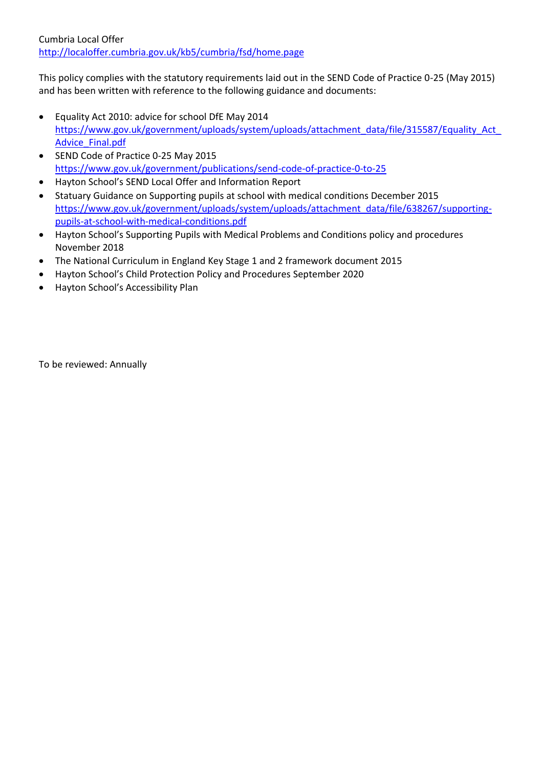Cumbria Local Offer
http://localoffer.cumbria.gov.uk/kb5/cumbria/fsd/home.page

This policy complies with the statutory requirements laid out in the SEND Code of Practice 0-25 (May 2015) and has been written with reference to the following guidance and documents:

- Equality Act 2010: advice for school DfE May 2014
  https://www.gov.uk/government/uploads/system/uploads/attachment_data/file/315587/Equality_Act_Advice_Final.pdf
- SEND Code of Practice 0-25 May 2015
  https://www.gov.uk/government/publications/send-code-of-practice-0-to-25
- Hayton School's SEND Local Offer and Information Report
- Statuary Guidance on Supporting pupils at school with medical conditions December 2015
  https://www.gov.uk/government/uploads/system/uploads/attachment_data/file/638267/supporting-pupils-at-school-with-medical-conditions.pdf
- Hayton School's Supporting Pupils with Medical Problems and Conditions policy and procedures November 2018
- The National Curriculum in England Key Stage 1 and 2 framework document 2015
- Hayton School's Child Protection Policy and Procedures September 2020
- Hayton School's Accessibility Plan

To be reviewed: Annually